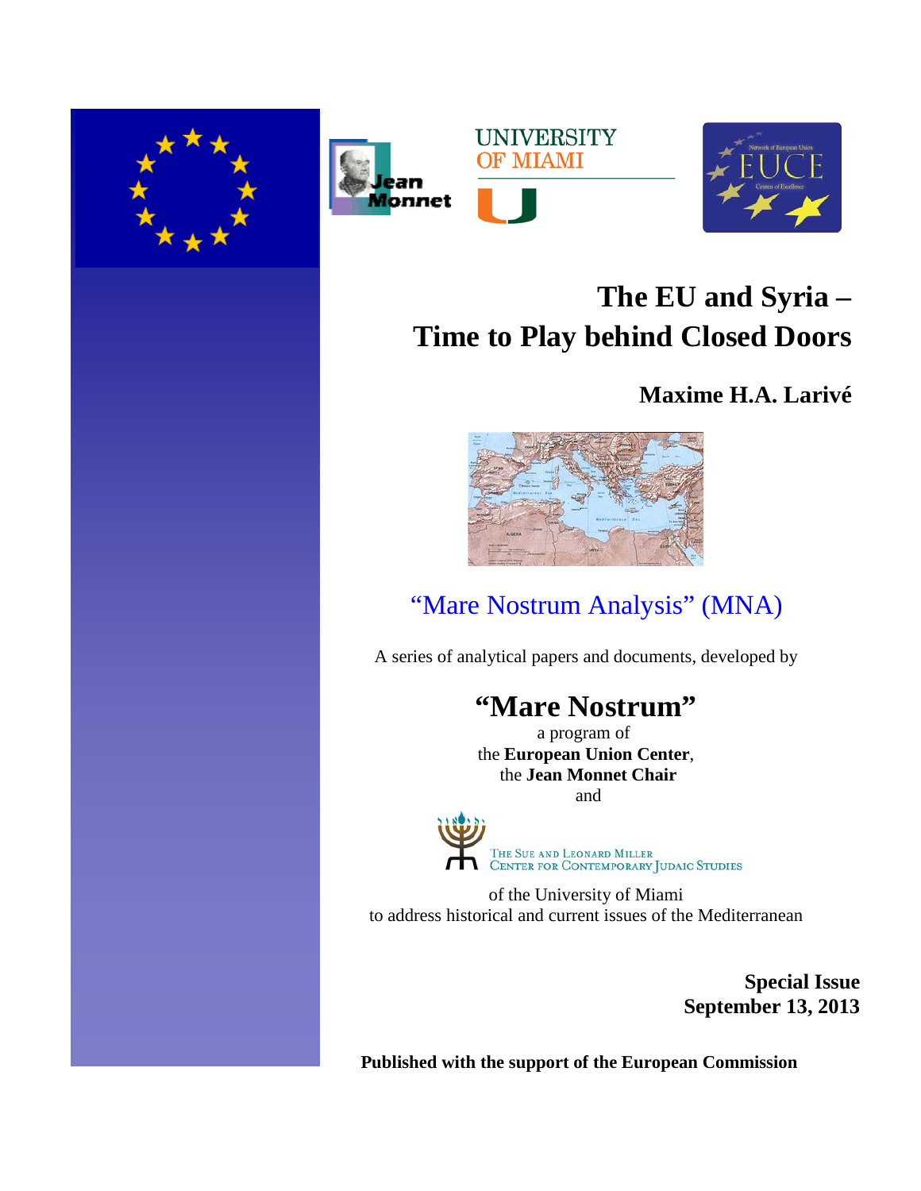# The EU and Syria – Time to Play behind Closed Doors

**Maxime H.A. Larivé**

“Mare Nostrum Analysis” (MNA)

A series of analytical papers and documents, developed by

## “Mare Nostrum”

a program of
the **European Union Center**,
the **Jean Monnet Chair**
and

The Sue and Leonard Miller Center for Contemporary Judaic Studies

of the University of Miami
to address historical and current issues of the Mediterranean

**Special Issue**
**September 13, 2013**

**Published with the support of the European Commission**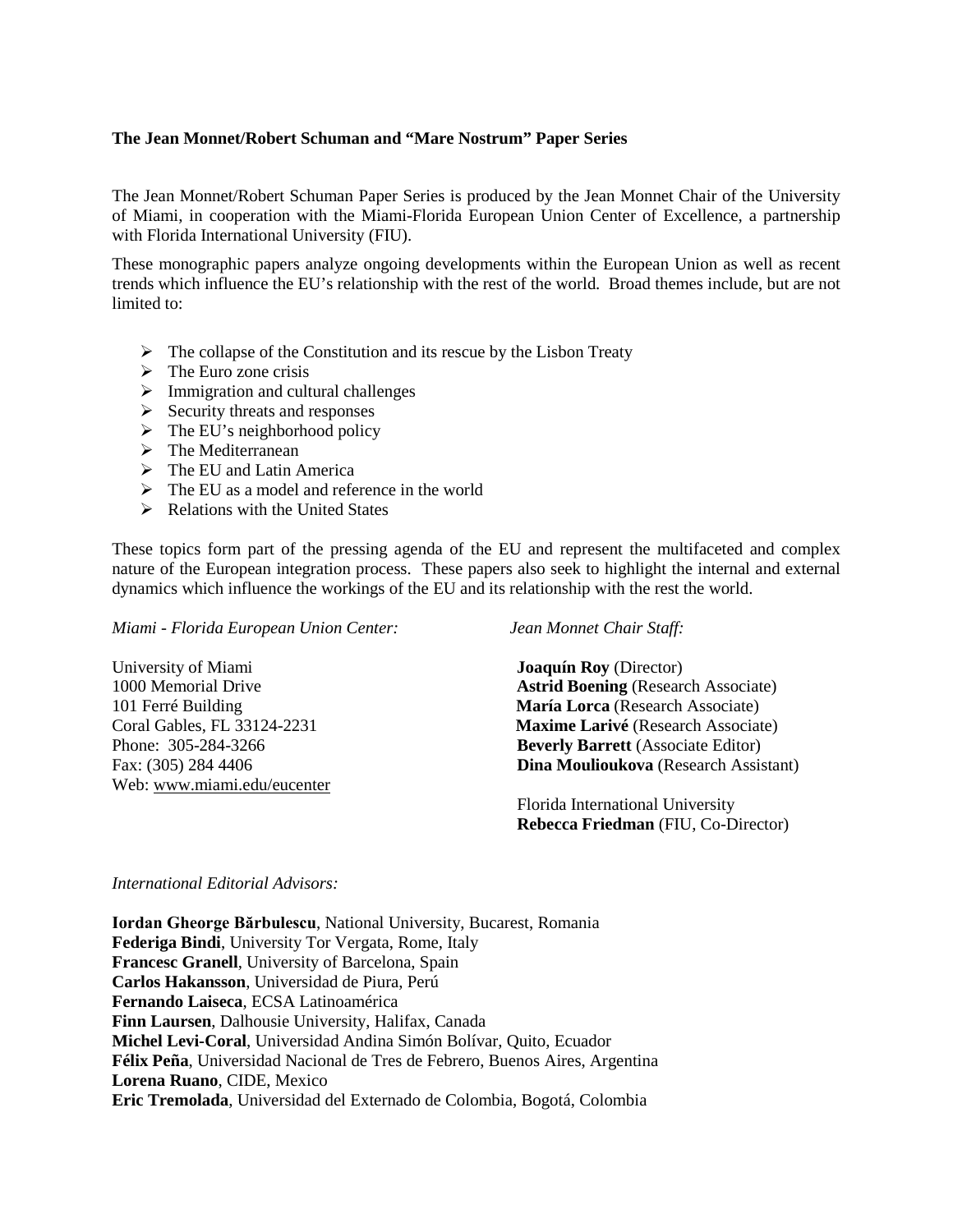**The Jean Monnet/Robert Schuman and "Mare Nostrum" Paper Series**

The Jean Monnet/Robert Schuman Paper Series is produced by the Jean Monnet Chair of the University of Miami, in cooperation with the Miami-Florida European Union Center of Excellence, a partnership with Florida International University (FIU).

These monographic papers analyze ongoing developments within the European Union as well as recent trends which influence the EU's relationship with the rest of the world. Broad themes include, but are not limited to:

- The collapse of the Constitution and its rescue by the Lisbon Treaty
- The Euro zone crisis
- Immigration and cultural challenges
- Security threats and responses
- The EU's neighborhood policy
- The Mediterranean
- The EU and Latin America
- The EU as a model and reference in the world
- Relations with the United States

These topics form part of the pressing agenda of the EU and represent the multifaceted and complex nature of the European integration process. These papers also seek to highlight the internal and external dynamics which influence the workings of the EU and its relationship with the rest the world.

*Miami - Florida European Union Center:*

University of Miami
1000 Memorial Drive
101 Ferré Building
Coral Gables, FL 33124-2231
Phone: 305-284-3266
Fax: (305) 284 4406
Web: www.miami.edu/eucenter

*Jean Monnet Chair Staff:*

**Joaquín Roy** (Director)
**Astrid Boening** (Research Associate)
**María Lorca** (Research Associate)
**Maxime Larivé** (Research Associate)
**Beverly Barrett** (Associate Editor)
**Dina Moulioukova** (Research Assistant)

Florida International University
**Rebecca Friedman** (FIU, Co-Director)

*International Editorial Advisors:*

**Iordan Gheorge Bărbulescu**, National University, Bucarest, Romania
**Federiga Bindi**, University Tor Vergata, Rome, Italy
**Francesc Granell**, University of Barcelona, Spain
**Carlos Hakansson**, Universidad de Piura, Perú
**Fernando Laiseca**, ECSA Latinoamérica
**Finn Laursen**, Dalhousie University, Halifax, Canada
**Michel Levi-Coral**, Universidad Andina Simón Bolívar, Quito, Ecuador
**Félix Peña**, Universidad Nacional de Tres de Febrero, Buenos Aires, Argentina
**Lorena Ruano**, CIDE, Mexico
**Eric Tremolada**, Universidad del Externado de Colombia, Bogotá, Colombia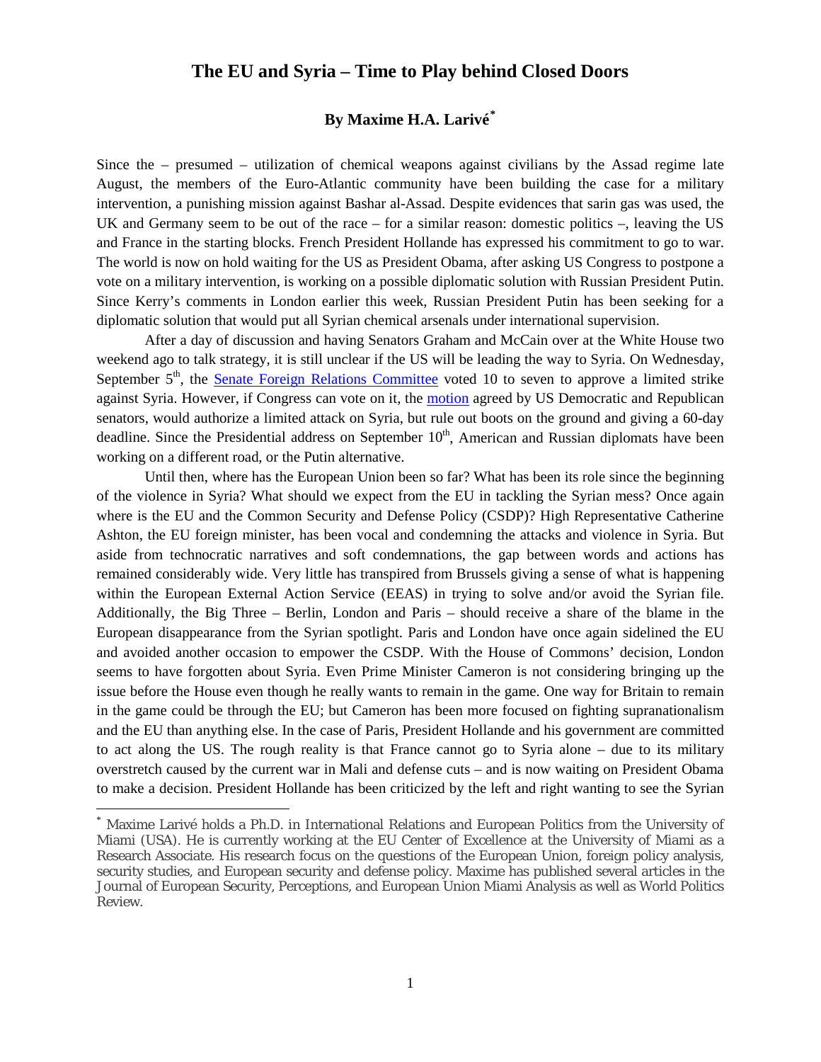# The EU and Syria – Time to Play behind Closed Doors

### By Maxime H.A. Larivé[*]

Since the – presumed – utilization of chemical weapons against civilians by the Assad regime late August, the members of the Euro-Atlantic community have been building the case for a military intervention, a punishing mission against Bashar al-Assad. Despite evidences that sarin gas was used, the UK and Germany seem to be out of the race – for a similar reason: domestic politics –, leaving the US and France in the starting blocks. French President Hollande has expressed his commitment to go to war. The world is now on hold waiting for the US as President Obama, after asking US Congress to postpone a vote on a military intervention, is working on a possible diplomatic solution with Russian President Putin. Since Kerry's comments in London earlier this week, Russian President Putin has been seeking for a diplomatic solution that would put all Syrian chemical arsenals under international supervision.

After a day of discussion and having Senators Graham and McCain over at the White House two weekend ago to talk strategy, it is still unclear if the US will be leading the way to Syria. On Wednesday, September 5th, the Senate Foreign Relations Committee voted 10 to seven to approve a limited strike against Syria. However, if Congress can vote on it, the motion agreed by US Democratic and Republican senators, would authorize a limited attack on Syria, but rule out boots on the ground and giving a 60-day deadline. Since the Presidential address on September 10th, American and Russian diplomats have been working on a different road, or the Putin alternative.

Until then, where has the European Union been so far? What has been its role since the beginning of the violence in Syria? What should we expect from the EU in tackling the Syrian mess? Once again where is the EU and the Common Security and Defense Policy (CSDP)? High Representative Catherine Ashton, the EU foreign minister, has been vocal and condemning the attacks and violence in Syria. But aside from technocratic narratives and soft condemnations, the gap between words and actions has remained considerably wide. Very little has transpired from Brussels giving a sense of what is happening within the European External Action Service (EEAS) in trying to solve and/or avoid the Syrian file. Additionally, the Big Three – Berlin, London and Paris – should receive a share of the blame in the European disappearance from the Syrian spotlight. Paris and London have once again sidelined the EU and avoided another occasion to empower the CSDP. With the House of Commons' decision, London seems to have forgotten about Syria. Even Prime Minister Cameron is not considering bringing up the issue before the House even though he really wants to remain in the game. One way for Britain to remain in the game could be through the EU; but Cameron has been more focused on fighting supranationalism and the EU than anything else. In the case of Paris, President Hollande and his government are committed to act along the US. The rough reality is that France cannot go to Syria alone – due to its military overstretch caused by the current war in Mali and defense cuts – and is now waiting on President Obama to make a decision. President Hollande has been criticized by the left and right wanting to see the Syrian

---

[*] Maxime Larivé holds a Ph.D. in International Relations and European Politics from the University of Miami (USA). He is currently working at the EU Center of Excellence at the University of Miami as a Research Associate. His research focus on the questions of the European Union, foreign policy analysis, security studies, and European security and defense policy. Maxime has published several articles in the Journal of European Security, Perceptions, and European Union Miami Analysis as well as World Politics Review.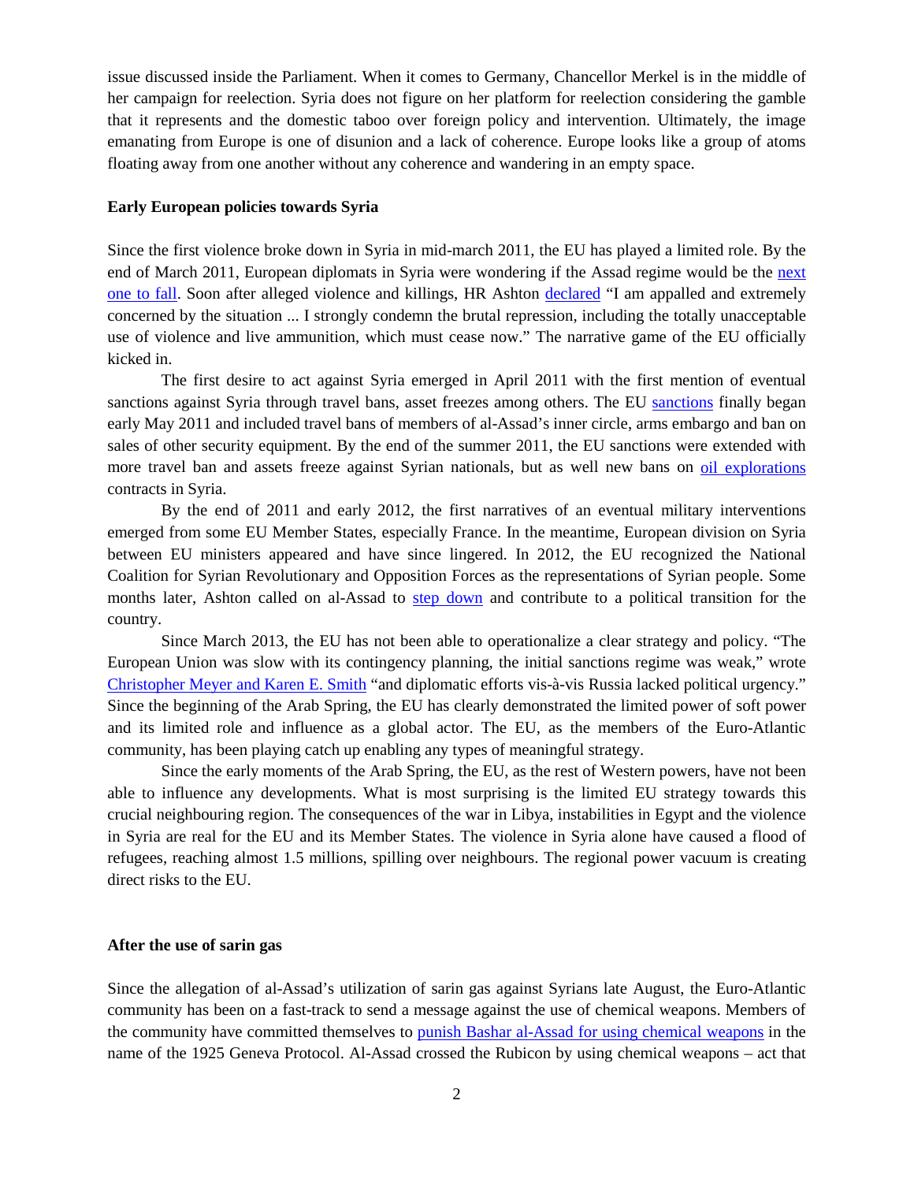issue discussed inside the Parliament. When it comes to Germany, Chancellor Merkel is in the middle of her campaign for reelection. Syria does not figure on her platform for reelection considering the gamble that it represents and the domestic taboo over foreign policy and intervention. Ultimately, the image emanating from Europe is one of disunion and a lack of coherence. Europe looks like a group of atoms floating away from one another without any coherence and wandering in an empty space.

**Early European policies towards Syria**

Since the first violence broke down in Syria in mid-march 2011, the EU has played a limited role. By the end of March 2011, European diplomats in Syria were wondering if the Assad regime would be the next one to fall. Soon after alleged violence and killings, HR Ashton declared "I am appalled and extremely concerned by the situation ... I strongly condemn the brutal repression, including the totally unacceptable use of violence and live ammunition, which must cease now." The narrative game of the EU officially kicked in.

The first desire to act against Syria emerged in April 2011 with the first mention of eventual sanctions against Syria through travel bans, asset freezes among others. The EU sanctions finally began early May 2011 and included travel bans of members of al-Assad's inner circle, arms embargo and ban on sales of other security equipment. By the end of the summer 2011, the EU sanctions were extended with more travel ban and assets freeze against Syrian nationals, but as well new bans on oil explorations contracts in Syria.

By the end of 2011 and early 2012, the first narratives of an eventual military interventions emerged from some EU Member States, especially France. In the meantime, European division on Syria between EU ministers appeared and have since lingered. In 2012, the EU recognized the National Coalition for Syrian Revolutionary and Opposition Forces as the representations of Syrian people. Some months later, Ashton called on al-Assad to step down and contribute to a political transition for the country.

Since March 2013, the EU has not been able to operationalize a clear strategy and policy. "The European Union was slow with its contingency planning, the initial sanctions regime was weak," wrote Christopher Meyer and Karen E. Smith "and diplomatic efforts vis-à-vis Russia lacked political urgency." Since the beginning of the Arab Spring, the EU has clearly demonstrated the limited power of soft power and its limited role and influence as a global actor. The EU, as the members of the Euro-Atlantic community, has been playing catch up enabling any types of meaningful strategy.

Since the early moments of the Arab Spring, the EU, as the rest of Western powers, have not been able to influence any developments. What is most surprising is the limited EU strategy towards this crucial neighbouring region. The consequences of the war in Libya, instabilities in Egypt and the violence in Syria are real for the EU and its Member States. The violence in Syria alone have caused a flood of refugees, reaching almost 1.5 millions, spilling over neighbours. The regional power vacuum is creating direct risks to the EU.

**After the use of sarin gas**

Since the allegation of al-Assad's utilization of sarin gas against Syrians late August, the Euro-Atlantic community has been on a fast-track to send a message against the use of chemical weapons. Members of the community have committed themselves to punish Bashar al-Assad for using chemical weapons in the name of the 1925 Geneva Protocol. Al-Assad crossed the Rubicon by using chemical weapons – act that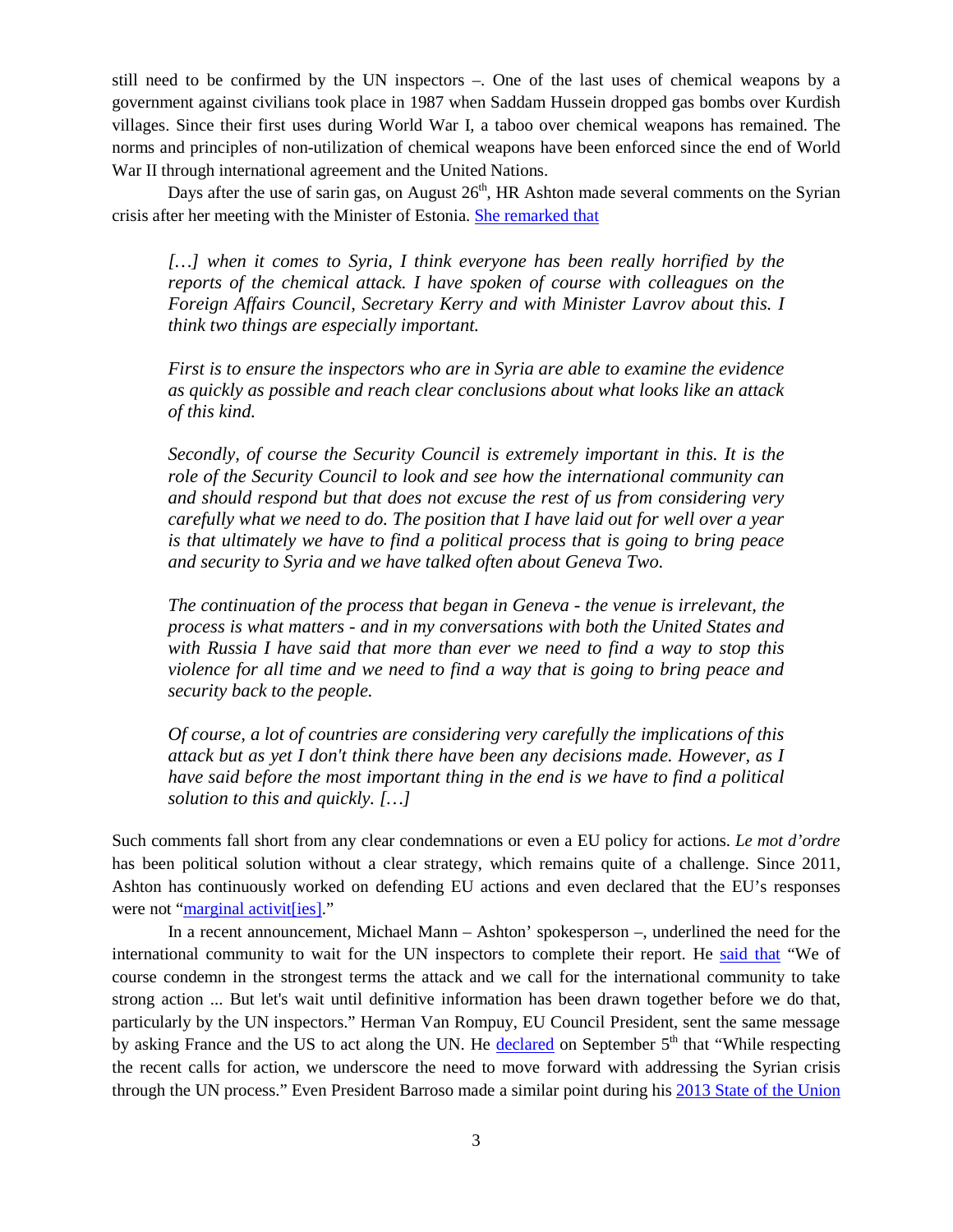still need to be confirmed by the UN inspectors –. One of the last uses of chemical weapons by a government against civilians took place in 1987 when Saddam Hussein dropped gas bombs over Kurdish villages. Since their first uses during World War I, a taboo over chemical weapons has remained. The norms and principles of non-utilization of chemical weapons have been enforced since the end of World War II through international agreement and the United Nations.

Days after the use of sarin gas, on August 26th, HR Ashton made several comments on the Syrian crisis after her meeting with the Minister of Estonia. She remarked that

> *[…] when it comes to Syria, I think everyone has been really horrified by the reports of the chemical attack. I have spoken of course with colleagues on the Foreign Affairs Council, Secretary Kerry and with Minister Lavrov about this. I think two things are especially important.*
>
> *First is to ensure the inspectors who are in Syria are able to examine the evidence as quickly as possible and reach clear conclusions about what looks like an attack of this kind.*
>
> *Secondly, of course the Security Council is extremely important in this. It is the role of the Security Council to look and see how the international community can and should respond but that does not excuse the rest of us from considering very carefully what we need to do. The position that I have laid out for well over a year is that ultimately we have to find a political process that is going to bring peace and security to Syria and we have talked often about Geneva Two.*
>
> *The continuation of the process that began in Geneva - the venue is irrelevant, the process is what matters - and in my conversations with both the United States and with Russia I have said that more than ever we need to find a way to stop this violence for all time and we need to find a way that is going to bring peace and security back to the people.*
>
> *Of course, a lot of countries are considering very carefully the implications of this attack but as yet I don't think there have been any decisions made. However, as I have said before the most important thing in the end is we have to find a political solution to this and quickly. […]*

Such comments fall short from any clear condemnations or even a EU policy for actions. *Le mot d'ordre* has been political solution without a clear strategy, which remains quite of a challenge. Since 2011, Ashton has continuously worked on defending EU actions and even declared that the EU's responses were not "marginal activit[ies]."

In a recent announcement, Michael Mann – Ashton' spokesperson –, underlined the need for the international community to wait for the UN inspectors to complete their report. He said that "We of course condemn in the strongest terms the attack and we call for the international community to take strong action ... But let's wait until definitive information has been drawn together before we do that, particularly by the UN inspectors." Herman Van Rompuy, EU Council President, sent the same message by asking France and the US to act along the UN. He declared on September 5th that "While respecting the recent calls for action, we underscore the need to move forward with addressing the Syrian crisis through the UN process." Even President Barroso made a similar point during his 2013 State of the Union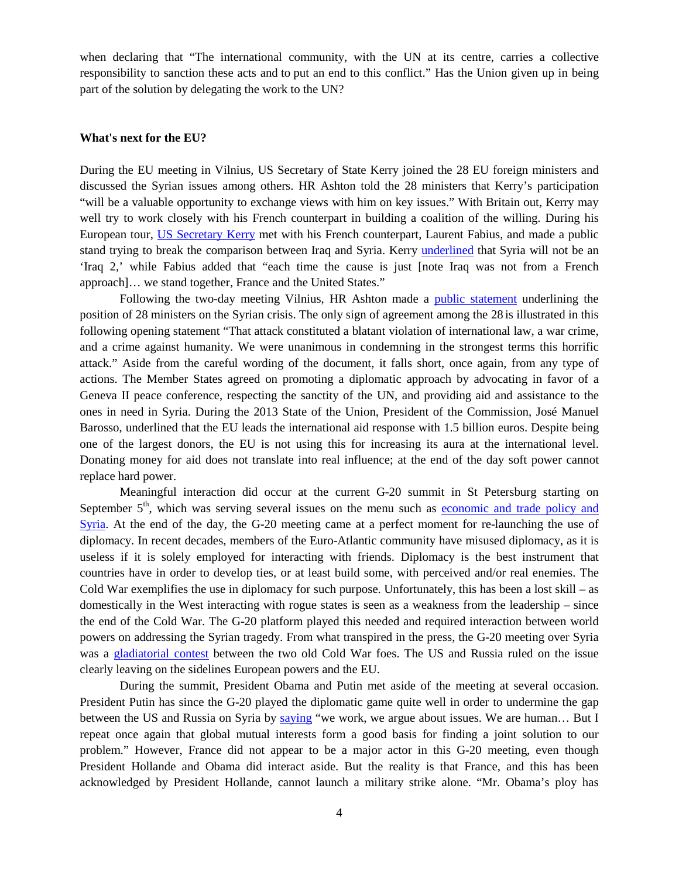when declaring that "The international community, with the UN at its centre, carries a collective responsibility to sanction these acts and to put an end to this conflict." Has the Union given up in being part of the solution by delegating the work to the UN?

**What's next for the EU?**

During the EU meeting in Vilnius, US Secretary of State Kerry joined the 28 EU foreign ministers and discussed the Syrian issues among others. HR Ashton told the 28 ministers that Kerry's participation "will be a valuable opportunity to exchange views with him on key issues." With Britain out, Kerry may well try to work closely with his French counterpart in building a coalition of the willing. During his European tour, US Secretary Kerry met with his French counterpart, Laurent Fabius, and made a public stand trying to break the comparison between Iraq and Syria. Kerry underlined that Syria will not be an 'Iraq 2,' while Fabius added that "each time the cause is just [note Iraq was not from a French approach]… we stand together, France and the United States."

Following the two-day meeting Vilnius, HR Ashton made a public statement underlining the position of 28 ministers on the Syrian crisis. The only sign of agreement among the 28 is illustrated in this following opening statement "That attack constituted a blatant violation of international law, a war crime, and a crime against humanity. We were unanimous in condemning in the strongest terms this horrific attack." Aside from the careful wording of the document, it falls short, once again, from any type of actions. The Member States agreed on promoting a diplomatic approach by advocating in favor of a Geneva II peace conference, respecting the sanctity of the UN, and providing aid and assistance to the ones in need in Syria. During the 2013 State of the Union, President of the Commission, José Manuel Barosso, underlined that the EU leads the international aid response with 1.5 billion euros. Despite being one of the largest donors, the EU is not using this for increasing its aura at the international level. Donating money for aid does not translate into real influence; at the end of the day soft power cannot replace hard power.

Meaningful interaction did occur at the current G-20 summit in St Petersburg starting on September 5th, which was serving several issues on the menu such as economic and trade policy and Syria. At the end of the day, the G-20 meeting came at a perfect moment for re-launching the use of diplomacy. In recent decades, members of the Euro-Atlantic community have misused diplomacy, as it is useless if it is solely employed for interacting with friends. Diplomacy is the best instrument that countries have in order to develop ties, or at least build some, with perceived and/or real enemies. The Cold War exemplifies the use in diplomacy for such purpose. Unfortunately, this has been a lost skill – as domestically in the West interacting with rogue states is seen as a weakness from the leadership – since the end of the Cold War. The G-20 platform played this needed and required interaction between world powers on addressing the Syrian tragedy. From what transpired in the press, the G-20 meeting over Syria was a gladiatorial contest between the two old Cold War foes. The US and Russia ruled on the issue clearly leaving on the sidelines European powers and the EU.

During the summit, President Obama and Putin met aside of the meeting at several occasion. President Putin has since the G-20 played the diplomatic game quite well in order to undermine the gap between the US and Russia on Syria by saying "we work, we argue about issues. We are human… But I repeat once again that global mutual interests form a good basis for finding a joint solution to our problem." However, France did not appear to be a major actor in this G-20 meeting, even though President Hollande and Obama did interact aside. But the reality is that France, and this has been acknowledged by President Hollande, cannot launch a military strike alone. "Mr. Obama's ploy has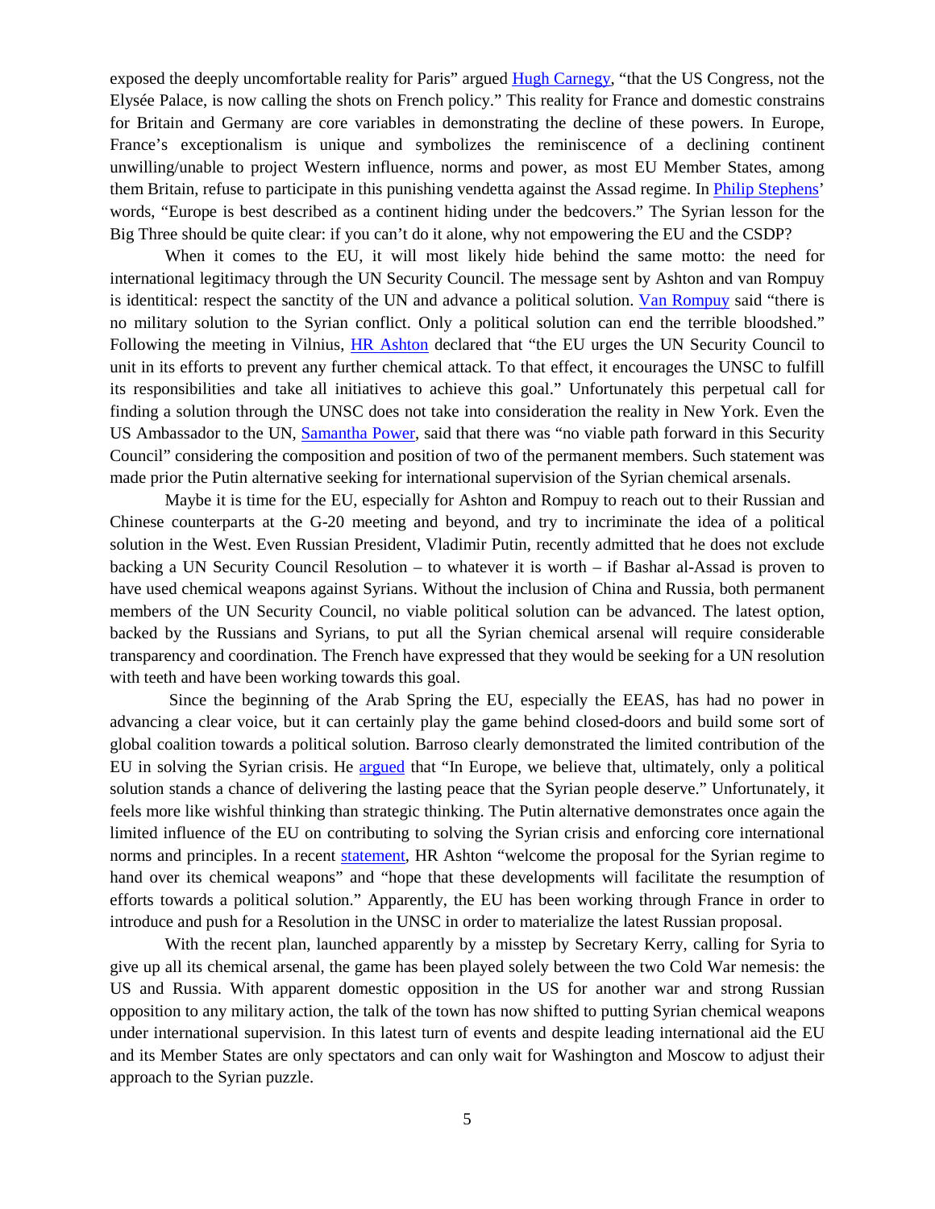exposed the deeply uncomfortable reality for Paris" argued Hugh Carnegy, "that the US Congress, not the Elysée Palace, is now calling the shots on French policy." This reality for France and domestic constrains for Britain and Germany are core variables in demonstrating the decline of these powers. In Europe, France's exceptionalism is unique and symbolizes the reminiscence of a declining continent unwilling/unable to project Western influence, norms and power, as most EU Member States, among them Britain, refuse to participate in this punishing vendetta against the Assad regime. In Philip Stephens' words, "Europe is best described as a continent hiding under the bedcovers." The Syrian lesson for the Big Three should be quite clear: if you can't do it alone, why not empowering the EU and the CSDP?

When it comes to the EU, it will most likely hide behind the same motto: the need for international legitimacy through the UN Security Council. The message sent by Ashton and van Rompuy is identical: respect the sanctity of the UN and advance a political solution. Van Rompuy said "there is no military solution to the Syrian conflict. Only a political solution can end the terrible bloodshed." Following the meeting in Vilnius, HR Ashton declared that "the EU urges the UN Security Council to unit in its efforts to prevent any further chemical attack. To that effect, it encourages the UNSC to fulfill its responsibilities and take all initiatives to achieve this goal." Unfortunately this perpetual call for finding a solution through the UNSC does not take into consideration the reality in New York. Even the US Ambassador to the UN, Samantha Power, said that there was "no viable path forward in this Security Council" considering the composition and position of two of the permanent members. Such statement was made prior the Putin alternative seeking for international supervision of the Syrian chemical arsenals.

Maybe it is time for the EU, especially for Ashton and Rompuy to reach out to their Russian and Chinese counterparts at the G-20 meeting and beyond, and try to incriminate the idea of a political solution in the West. Even Russian President, Vladimir Putin, recently admitted that he does not exclude backing a UN Security Council Resolution – to whatever it is worth – if Bashar al-Assad is proven to have used chemical weapons against Syrians. Without the inclusion of China and Russia, both permanent members of the UN Security Council, no viable political solution can be advanced. The latest option, backed by the Russians and Syrians, to put all the Syrian chemical arsenal will require considerable transparency and coordination. The French have expressed that they would be seeking for a UN resolution with teeth and have been working towards this goal.

Since the beginning of the Arab Spring the EU, especially the EEAS, has had no power in advancing a clear voice, but it can certainly play the game behind closed-doors and build some sort of global coalition towards a political solution. Barroso clearly demonstrated the limited contribution of the EU in solving the Syrian crisis. He argued that "In Europe, we believe that, ultimately, only a political solution stands a chance of delivering the lasting peace that the Syrian people deserve." Unfortunately, it feels more like wishful thinking than strategic thinking. The Putin alternative demonstrates once again the limited influence of the EU on contributing to solving the Syrian crisis and enforcing core international norms and principles. In a recent statement, HR Ashton "welcome the proposal for the Syrian regime to hand over its chemical weapons" and "hope that these developments will facilitate the resumption of efforts towards a political solution." Apparently, the EU has been working through France in order to introduce and push for a Resolution in the UNSC in order to materialize the latest Russian proposal.

With the recent plan, launched apparently by a misstep by Secretary Kerry, calling for Syria to give up all its chemical arsenal, the game has been played solely between the two Cold War nemesis: the US and Russia. With apparent domestic opposition in the US for another war and strong Russian opposition to any military action, the talk of the town has now shifted to putting Syrian chemical weapons under international supervision. In this latest turn of events and despite leading international aid the EU and its Member States are only spectators and can only wait for Washington and Moscow to adjust their approach to the Syrian puzzle.